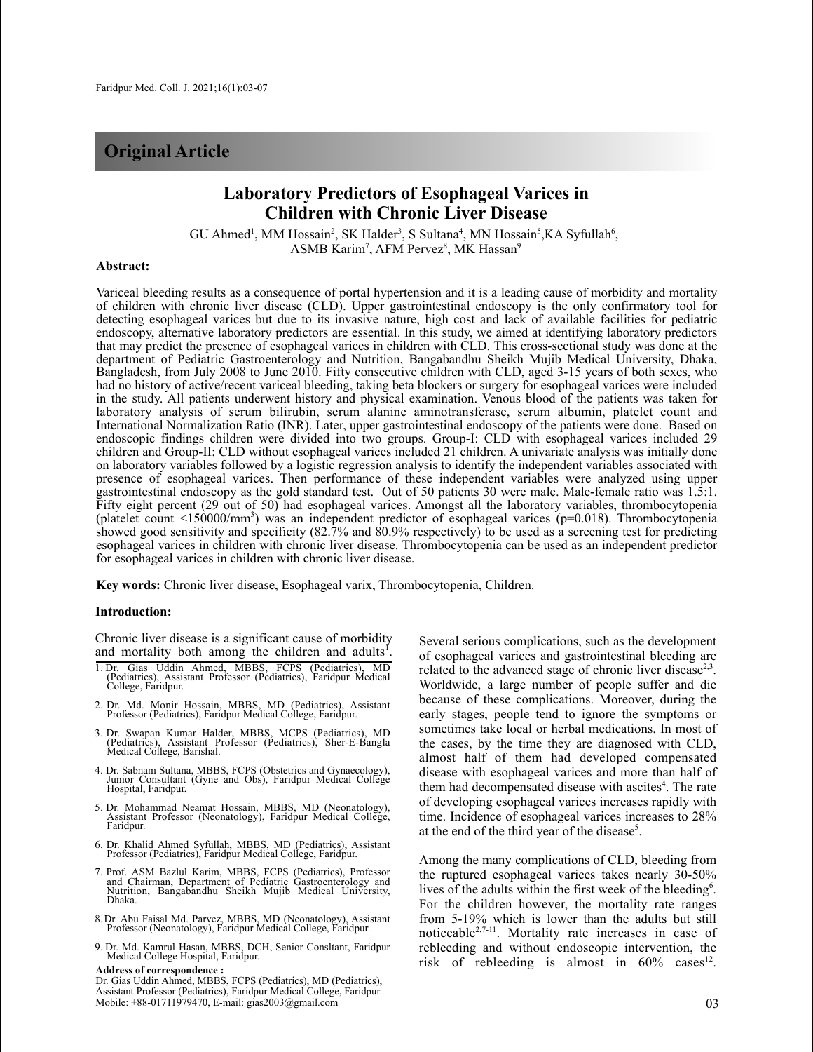## Original Article

# Laboratory Predictors of Esophageal Varices in Children with Chronic Liver Disease

GU Ahmed[1], MM Hossain[2], SK Halder[3], S Sultana[4], MN Hossain[5],KA Syfullah[6], ASMB Karim[7], AFM Pervez[8], MK Hassan[9]

**Abstract:**

Variceal bleeding results as a consequence of portal hypertension and it is a leading cause of morbidity and mortality of children with chronic liver disease (CLD). Upper gastrointestinal endoscopy is the only confirmatory tool for detecting esophageal varices but due to its invasive nature, high cost and lack of available facilities for pediatric endoscopy, alternative laboratory predictors are essential. In this study, we aimed at identifying laboratory predictors that may predict the presence of esophageal varices in children with CLD. This cross-sectional study was done at the department of Pediatric Gastroenterology and Nutrition, Bangabandhu Sheikh Mujib Medical University, Dhaka, Bangladesh, from July 2008 to June 2010. Fifty consecutive children with CLD, aged 3-15 years of both sexes, who had no history of active/recent variceal bleeding, taking beta blockers or surgery for esophageal varices were included in the study. All patients underwent history and physical examination. Venous blood of the patients was taken for laboratory analysis of serum bilirubin, serum alanine aminotransferase, serum albumin, platelet count and International Normalization Ratio (INR). Later, upper gastrointestinal endoscopy of the patients were done. Based on endoscopic findings children were divided into two groups. Group-I: CLD with esophageal varices included 29 children and Group-II: CLD without esophageal varices included 21 children. A univariate analysis was initially done on laboratory variables followed by a logistic regression analysis to identify the independent variables associated with presence of esophageal varices. Then performance of these independent variables were analyzed using upper gastrointestinal endoscopy as the gold standard test. Out of 50 patients 30 were male. Male-female ratio was 1.5:1. Fifty eight percent (29 out of 50) had esophageal varices. Amongst all the laboratory variables, thrombocytopenia (platelet count <150000/mm$^3$) was an independent predictor of esophageal varices (p=0.018). Thrombocytopenia showed good sensitivity and specificity (82.7% and 80.9% respectively) to be used as a screening test for predicting esophageal varices in children with chronic liver disease. Thrombocytopenia can be used as an independent predictor for esophageal varices in children with chronic liver disease.

**Key words:** Chronic liver disease, Esophageal varix, Thrombocytopenia, Children.

## Introduction:

Chronic liver disease is a significant cause of morbidity and mortality both among the children and adults[1].

Several serious complications, such as the development of esophageal varices and gastrointestinal bleeding are related to the advanced stage of chronic liver disease[2,3]. Worldwide, a large number of people suffer and die because of these complications. Moreover, during the early stages, people tend to ignore the symptoms or sometimes take local or herbal medications. In most of the cases, by the time they are diagnosed with CLD, almost half of them had developed compensated disease with esophageal varices and more than half of them had decompensated disease with ascites[4]. The rate of developing esophageal varices increases rapidly with time. Incidence of esophageal varices increases to 28% at the end of the third year of the disease[5].

Among the many complications of CLD, bleeding from the ruptured esophageal varices takes nearly 30-50% lives of the adults within the first week of the bleeding[6]. For the children however, the mortality rate ranges from 5-19% which is lower than the adults but still noticeable[2,7-11]. Mortality rate increases in case of rebleeding and without endoscopic intervention, the risk of rebleeding is almost in 60% cases[12].

1. Dr. Gias Uddin Ahmed, MBBS, FCPS (Pediatrics), MD (Pediatrics), Assistant Professor (Pediatrics), Faridpur Medical College, Faridpur.
2. Dr. Md. Monir Hossain, MBBS, MD (Pediatrics), Assistant Professor (Pediatrics), Faridpur Medical College, Faridpur.
3. Dr. Swapan Kumar Halder, MBBS, MCPS (Pediatrics), MD (Pediatrics), Assistant Professor (Pediatrics), Sher-E-Bangla Medical College, Barishal.
4. Dr. Sabnam Sultana, MBBS, FCPS (Obstetrics and Gynaecology), Junior Consultant (Gyne and Obs), Faridpur Medical College Hospital, Faridpur.
5. Dr. Mohammad Neamat Hossain, MBBS, MD (Neonatology), Assistant Professor (Neonatology), Faridpur Medical College, Faridpur.
6. Dr. Khalid Ahmed Syfullah, MBBS, MD (Pediatrics), Assistant Professor (Pediatrics), Faridpur Medical College, Faridpur.
7. Prof. ASM Bazlul Karim, MBBS, FCPS (Pediatrics), Professor and Chairman, Department of Pediatric Gastroenterology and Nutrition, Bangabandhu Sheikh Mujib Medical University, Dhaka.
8. Dr. Abu Faisal Md. Parvez, MBBS, MD (Neonatology), Assistant Professor (Neonatology), Faridpur Medical College, Faridpur.
9. Dr. Md. Kamrul Hasan, MBBS, DCH, Senior Consltant, Faridpur Medical College Hospital, Faridpur.

**Address of correspondence :**
Dr. Gias Uddin Ahmed, MBBS, FCPS (Pediatrics), MD (Pediatrics), Assistant Professor (Pediatrics), Faridpur Medical College, Faridpur.
Mobile: +88-01711979470, E-mail: gias2003@gmail.com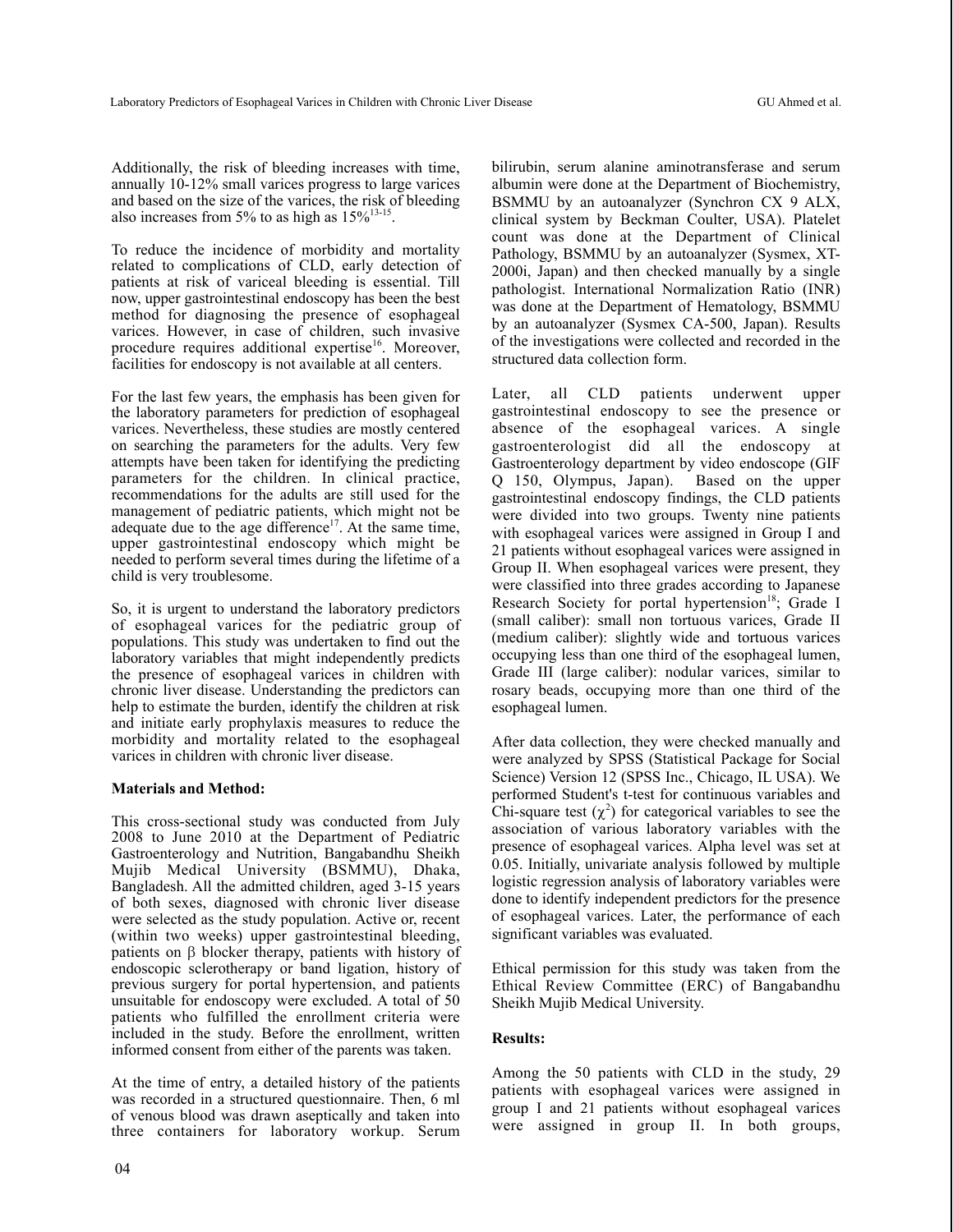Additionally, the risk of bleeding increases with time, annually 10-12% small varices progress to large varices and based on the size of the varices, the risk of bleeding also increases from 5% to as high as 15%[13-15].

To reduce the incidence of morbidity and mortality related to complications of CLD, early detection of patients at risk of variceal bleeding is essential. Till now, upper gastrointestinal endoscopy has been the best method for diagnosing the presence of esophageal varices. However, in case of children, such invasive procedure requires additional expertise[16]. Moreover, facilities for endoscopy is not available at all centers.

For the last few years, the emphasis has been given for the laboratory parameters for prediction of esophageal varices. Nevertheless, these studies are mostly centered on searching the parameters for the adults. Very few attempts have been taken for identifying the predicting parameters for the children. In clinical practice, recommendations for the adults are still used for the management of pediatric patients, which might not be adequate due to the age difference[17]. At the same time, upper gastrointestinal endoscopy which might be needed to perform several times during the lifetime of a child is very troublesome.

So, it is urgent to understand the laboratory predictors of esophageal varices for the pediatric group of populations. This study was undertaken to find out the laboratory variables that might independently predicts the presence of esophageal varices in children with chronic liver disease. Understanding the predictors can help to estimate the burden, identify the children at risk and initiate early prophylaxis measures to reduce the morbidity and mortality related to the esophageal varices in children with chronic liver disease.

**Materials and Method:**

This cross-sectional study was conducted from July 2008 to June 2010 at the Department of Pediatric Gastroenterology and Nutrition, Bangabandhu Sheikh Mujib Medical University (BSMMU), Dhaka, Bangladesh. All the admitted children, aged 3-15 years of both sexes, diagnosed with chronic liver disease were selected as the study population. Active or, recent (within two weeks) upper gastrointestinal bleeding, patients on β blocker therapy, patients with history of endoscopic sclerotherapy or band ligation, history of previous surgery for portal hypertension, and patients unsuitable for endoscopy were excluded. A total of 50 patients who fulfilled the enrollment criteria were included in the study. Before the enrollment, written informed consent from either of the parents was taken.

At the time of entry, a detailed history of the patients was recorded in a structured questionnaire. Then, 6 ml of venous blood was drawn aseptically and taken into three containers for laboratory workup. Serum bilirubin, serum alanine aminotransferase and serum albumin were done at the Department of Biochemistry, BSMMU by an autoanalyzer (Synchron CX 9 ALX, clinical system by Beckman Coulter, USA). Platelet count was done at the Department of Clinical Pathology, BSMMU by an autoanalyzer (Sysmex, XT-2000i, Japan) and then checked manually by a single pathologist. International Normalization Ratio (INR) was done at the Department of Hematology, BSMMU by an autoanalyzer (Sysmex CA-500, Japan). Results of the investigations were collected and recorded in the structured data collection form.

Later, all CLD patients underwent upper gastrointestinal endoscopy to see the presence or absence of the esophageal varices. A single gastroenterologist did all the endoscopy at Gastroenterology department by video endoscope (GIF Q 150, Olympus, Japan). Based on the upper gastrointestinal endoscopy findings, the CLD patients were divided into two groups. Twenty nine patients with esophageal varices were assigned in Group I and 21 patients without esophageal varices were assigned in Group II. When esophageal varices were present, they were classified into three grades according to Japanese Research Society for portal hypertension[18]; Grade I (small caliber): small non tortuous varices, Grade II (medium caliber): slightly wide and tortuous varices occupying less than one third of the esophageal lumen, Grade III (large caliber): nodular varices, similar to rosary beads, occupying more than one third of the esophageal lumen.

After data collection, they were checked manually and were analyzed by SPSS (Statistical Package for Social Science) Version 12 (SPSS Inc., Chicago, IL USA). We performed Student's t-test for continuous variables and Chi-square test ($\chi^2$) for categorical variables to see the association of various laboratory variables with the presence of esophageal varices. Alpha level was set at 0.05. Initially, univariate analysis followed by multiple logistic regression analysis of laboratory variables were done to identify independent predictors for the presence of esophageal varices. Later, the performance of each significant variables was evaluated.

Ethical permission for this study was taken from the Ethical Review Committee (ERC) of Bangabandhu Sheikh Mujib Medical University.

**Results:**

Among the 50 patients with CLD in the study, 29 patients with esophageal varices were assigned in group I and 21 patients without esophageal varices were assigned in group II. In both groups,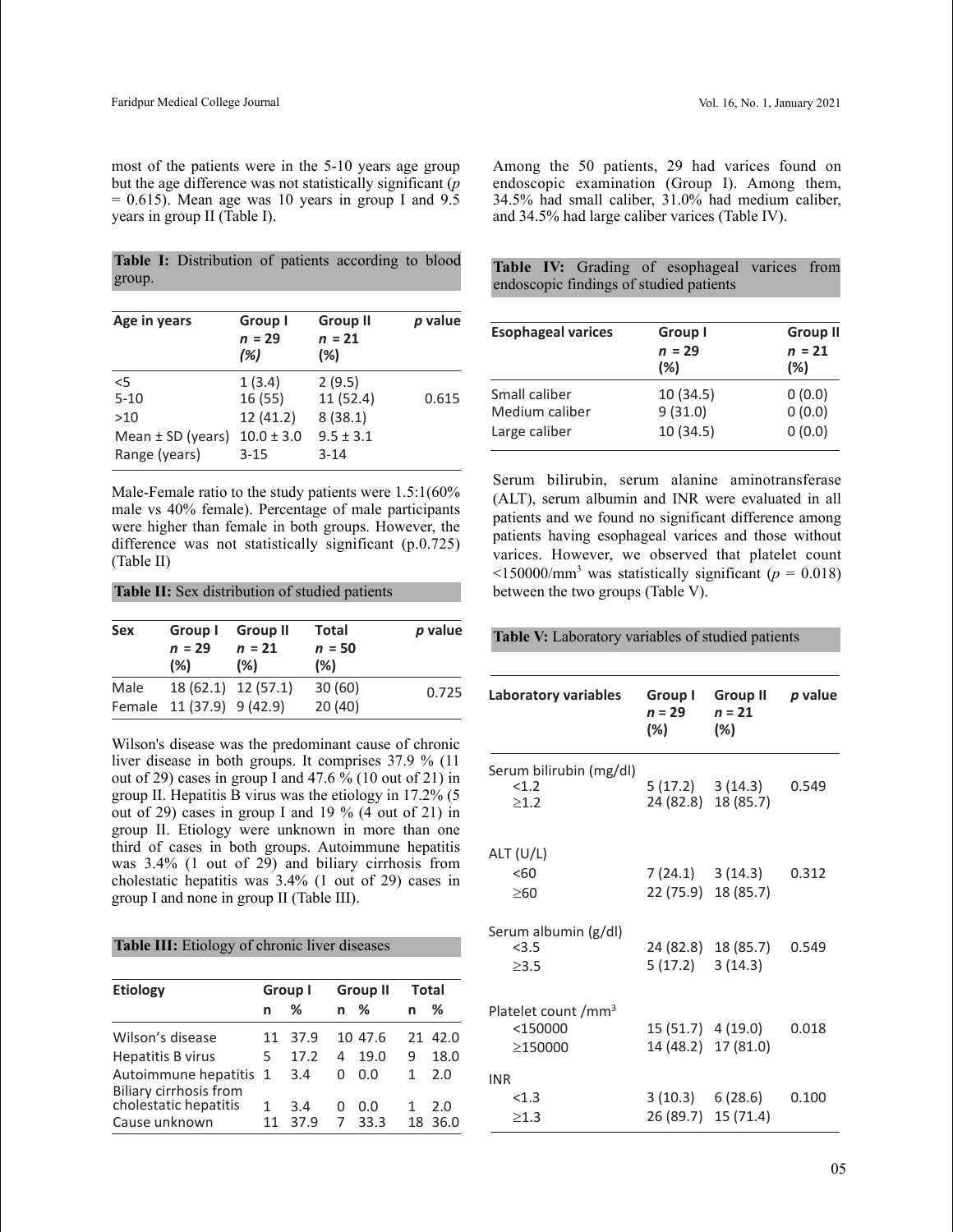most of the patients were in the 5-10 years age group but the age difference was not statistically significant ($p = 0.615$). Mean age was 10 years in group I and 9.5 years in group II (Table I).

**Table I:** Distribution of patients according to blood group.

| Age in years | Group I $n = 29$ (%) | Group II $n = 21$ (%) | *p* value |
|---|---|---|---|
| <5 | 1 (3.4) | 2 (9.5) | |
| 5-10 | 16 (55) | 11 (52.4) | 0.615 |
| >10 | 12 (41.2) | 8 (38.1) | |
| Mean ± SD (years) | 10.0 ± 3.0 | 9.5 ± 3.1 | |
| Range (years) | 3-15 | 3-14 | |

Male-Female ratio to the study patients were 1.5:1(60% male vs 40% female). Percentage of male participants were higher than female in both groups. However, the difference was not statistically significant (p.0.725) (Table II)

**Table II:** Sex distribution of studied patients

| Sex | Group I $n = 29$ (%) | Group II $n = 21$ (%) | Total $n = 50$ (%) | *p* value |
|---|---|---|---|---|
| Male | 18 (62.1) | 12 (57.1) | 30 (60) | 0.725 |
| Female | 11 (37.9) | 9 (42.9) | 20 (40) | |

Wilson's disease was the predominant cause of chronic liver disease in both groups. It comprises 37.9 % (11 out of 29) cases in group I and 47.6 % (10 out of 21) in group II. Hepatitis B virus was the etiology in 17.2% (5 out of 29) cases in group I and 19 % (4 out of 21) in group II. Etiology were unknown in more than one third of cases in both groups. Autoimmune hepatitis was 3.4% (1 out of 29) and biliary cirrhosis from cholestatic hepatitis was 3.4% (1 out of 29) cases in group I and none in group II (Table III).

**Table III:** Etiology of chronic liver diseases

| Etiology | Group I | | Group II | | Total | |
|---|---|---|---|---|---|---|
| | n | % | n | % | n | % |
| Wilson's disease | 11 | 37.9 | 10 | 47.6 | 21 | 42.0 |
| Hepatitis B virus | 5 | 17.2 | 4 | 19.0 | 9 | 18.0 |
| Autoimmune hepatitis | 1 | 3.4 | 0 | 0.0 | 1 | 2.0 |
| Biliary cirrhosis from cholestatic hepatitis | 1 | 3.4 | 0 | 0.0 | 1 | 2.0 |
| Cause unknown | 11 | 37.9 | 7 | 33.3 | 18 | 36.0 |

Among the 50 patients, 29 had varices found on endoscopic examination (Group I). Among them, 34.5% had small caliber, 31.0% had medium caliber, and 34.5% had large caliber varices (Table IV).

**Table IV:** Grading of esophageal varices from endoscopic findings of studied patients

| Esophageal varices | Group I $n = 29$ (%) | Group II $n = 21$ (%) |
|---|---|---|
| Small caliber | 10 (34.5) | 0 (0.0) |
| Medium caliber | 9 (31.0) | 0 (0.0) |
| Large caliber | 10 (34.5) | 0 (0.0) |

Serum bilirubin, serum alanine aminotransferase (ALT), serum albumin and INR were evaluated in all patients and we found no significant difference among patients having esophageal varices and those without varices. However, we observed that platelet count <150000/mm$^3$ was statistically significant ($p = 0.018$) between the two groups (Table V).

**Table V:** Laboratory variables of studied patients

| Laboratory variables | Group I $n = 29$ (%) | Group II $n = 21$ (%) | *p* value |
|---|---|---|---|
| Serum bilirubin (mg/dl) | | | |
| <1.2 | 5 (17.2) | 3 (14.3) | 0.549 |
| ≥1.2 | 24 (82.8) | 18 (85.7) | |
| ALT (U/L) | | | |
| <60 | 7 (24.1) | 3 (14.3) | 0.312 |
| ≥60 | 22 (75.9) | 18 (85.7) | |
| Serum albumin (g/dl) | | | |
| <3.5 | 24 (82.8) | 18 (85.7) | 0.549 |
| ≥3.5 | 5 (17.2) | 3 (14.3) | |
| Platelet count /mm$^3$ | | | |
| <150000 | 15 (51.7) | 4 (19.0) | 0.018 |
| ≥150000 | 14 (48.2) | 17 (81.0) | |
| INR | | | |
| <1.3 | 3 (10.3) | 6 (28.6) | 0.100 |
| ≥1.3 | 26 (89.7) | 15 (71.4) | |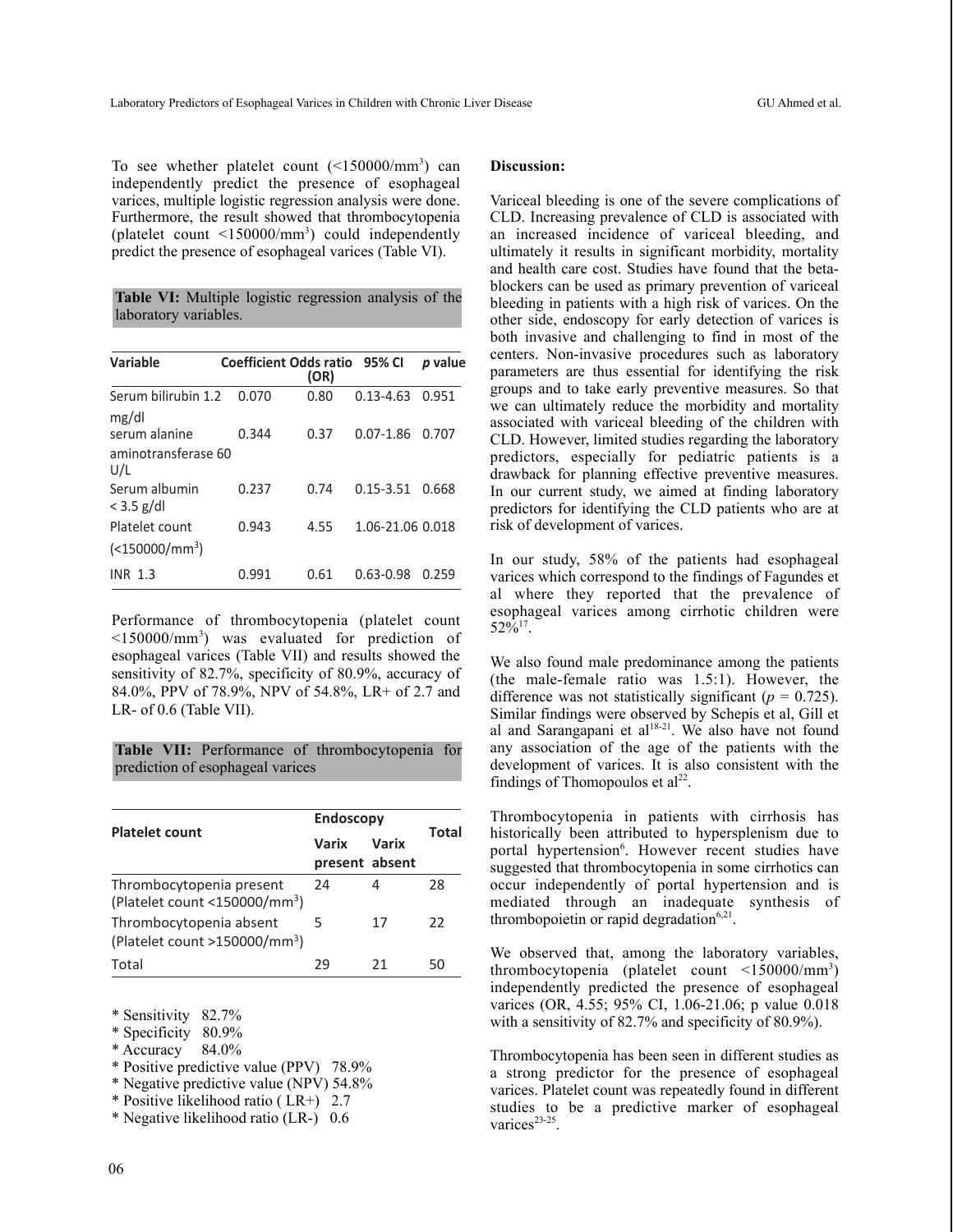To see whether platelet count (<150000/mm$^3$) can independently predict the presence of esophageal varices, multiple logistic regression analysis were done. Furthermore, the result showed that thrombocytopenia (platelet count <150000/mm$^3$) could independently predict the presence of esophageal varices (Table VI).

**Table VI:** Multiple logistic regression analysis of the laboratory variables.

| Variable | Coefficient | Odds ratio (OR) | 95% CI | *p* value |
|---|---|---|---|---|
| Serum bilirubin 1.2 mg/dl | 0.070 | 0.80 | 0.13-4.63 | 0.951 |
| serum alanine aminotransferase 60 U/L | 0.344 | 0.37 | 0.07-1.86 | 0.707 |
| Serum albumin < 3.5 g/dl | 0.237 | 0.74 | 0.15-3.51 | 0.668 |
| Platelet count (<150000/mm$^3$) | 0.943 | 4.55 | 1.06-21.06 | 0.018 |
| INR 1.3 | 0.991 | 0.61 | 0.63-0.98 | 0.259 |

Performance of thrombocytopenia (platelet count <150000/mm$^3$) was evaluated for prediction of esophageal varices (Table VII) and results showed the sensitivity of 82.7%, specificity of 80.9%, accuracy of 84.0%, PPV of 78.9%, NPV of 54.8%, LR+ of 2.7 and LR- of 0.6 (Table VII).

**Table VII:** Performance of thrombocytopenia for prediction of esophageal varices

| Platelet count | Endoscopy | | Total |
|---|---|---|---|
| | Varix present | Varix absent | |
| Thrombocytopenia present (Platelet count <150000/mm$^3$) | 24 | 4 | 28 |
| Thrombocytopenia absent (Platelet count >150000/mm$^3$) | 5 | 17 | 22 |
| Total | 29 | 21 | 50 |

* Sensitivity 82.7%
* Specificity 80.9%
* Accuracy 84.0%
* Positive predictive value (PPV) 78.9%
* Negative predictive value (NPV) 54.8%
* Positive likelihood ratio ( LR+) 2.7
* Negative likelihood ratio (LR-) 0.6

**Discussion:**

Variceal bleeding is one of the severe complications of CLD. Increasing prevalence of CLD is associated with an increased incidence of variceal bleeding, and ultimately it results in significant morbidity, mortality and health care cost. Studies have found that the beta-blockers can be used as primary prevention of variceal bleeding in patients with a high risk of varices. On the other side, endoscopy for early detection of varices is both invasive and challenging to find in most of the centers. Non-invasive procedures such as laboratory parameters are thus essential for identifying the risk groups and to take early preventive measures. So that we can ultimately reduce the morbidity and mortality associated with variceal bleeding of the children with CLD. However, limited studies regarding the laboratory predictors, especially for pediatric patients is a drawback for planning effective preventive measures. In our current study, we aimed at finding laboratory predictors for identifying the CLD patients who are at risk of development of varices.

In our study, 58% of the patients had esophageal varices which correspond to the findings of Fagundes et al where they reported that the prevalence of esophageal varices among cirrhotic children were 52%[17].

We also found male predominance among the patients (the male-female ratio was 1.5:1). However, the difference was not statistically significant ($p$ = 0.725). Similar findings were observed by Schepis et al, Gill et al and Sarangapani et al[18-21]. We also have not found any association of the age of the patients with the development of varices. It is also consistent with the findings of Thomopoulos et al[22].

Thrombocytopenia in patients with cirrhosis has historically been attributed to hypersplenism due to portal hypertension[6]. However recent studies have suggested that thrombocytopenia in some cirrhotics can occur independently of portal hypertension and is mediated through an inadequate synthesis of thrombopoietin or rapid degradation[6,21].

We observed that, among the laboratory variables, thrombocytopenia (platelet count <150000/mm$^3$) independently predicted the presence of esophageal varices (OR, 4.55; 95% CI, 1.06-21.06; p value 0.018 with a sensitivity of 82.7% and specificity of 80.9%).

Thrombocytopenia has been seen in different studies as a strong predictor for the presence of esophageal varices. Platelet count was repeatedly found in different studies to be a predictive marker of esophageal varices[23-25].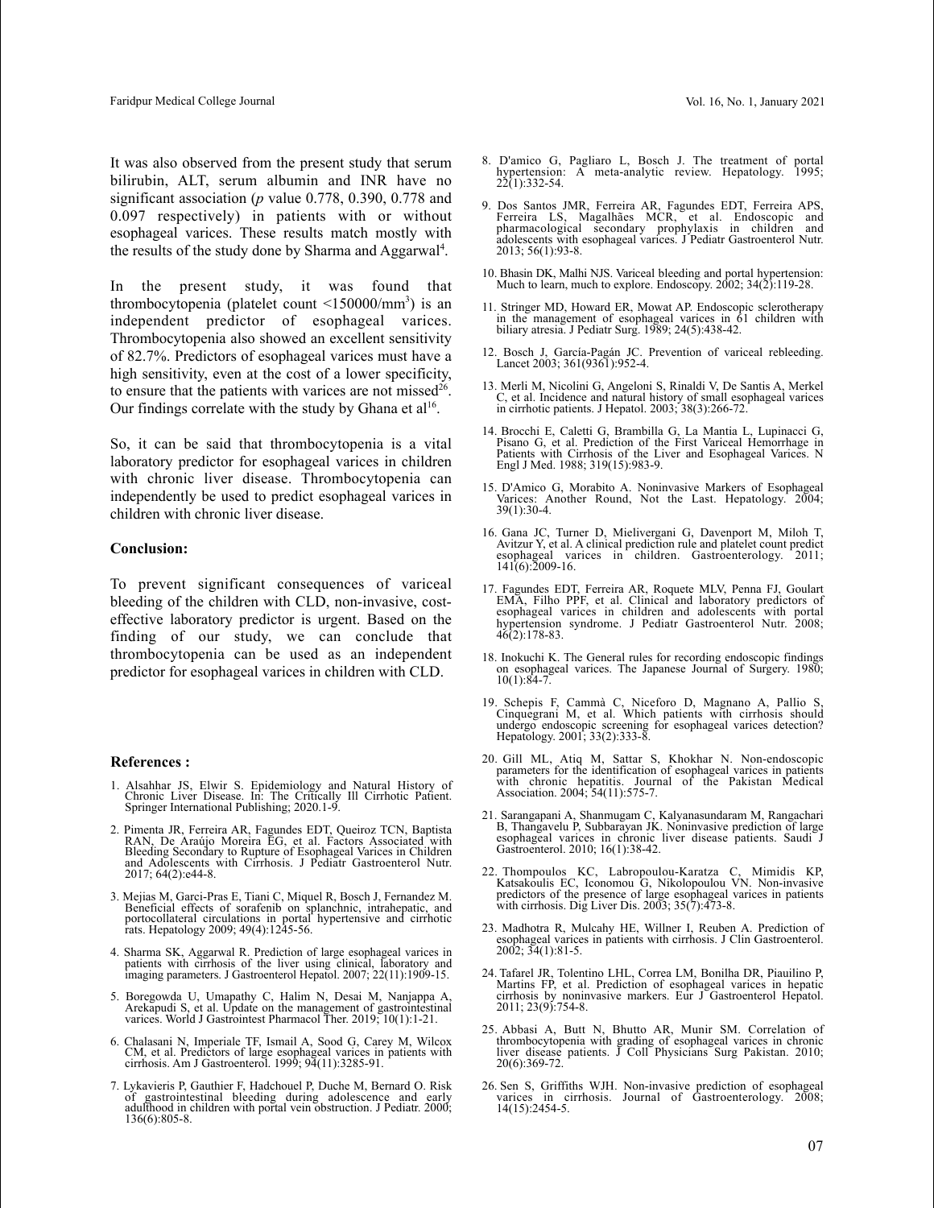It was also observed from the present study that serum bilirubin, ALT, serum albumin and INR have no significant association ($p$ value 0.778, 0.390, 0.778 and 0.097 respectively) in patients with or without esophageal varices. These results match mostly with the results of the study done by Sharma and Aggarwal[4].

In the present study, it was found that thrombocytopenia (platelet count $<150000/mm^3$) is an independent predictor of esophageal varices. Thrombocytopenia also showed an excellent sensitivity of 82.7%. Predictors of esophageal varices must have a high sensitivity, even at the cost of a lower specificity, to ensure that the patients with varices are not missed[26]. Our findings correlate with the study by Ghana et al[16].

So, it can be said that thrombocytopenia is a vital laboratory predictor for esophageal varices in children with chronic liver disease. Thrombocytopenia can independently be used to predict esophageal varices in children with chronic liver disease.

**Conclusion:**

To prevent significant consequences of variceal bleeding of the children with CLD, non-invasive, cost-effective laboratory predictor is urgent. Based on the finding of our study, we can conclude that thrombocytopenia can be used as an independent predictor for esophageal varices in children with CLD.

**References :**

1. Alsahhar JS, Elwir S. Epidemiology and Natural History of Chronic Liver Disease. In: The Critically Ill Cirrhotic Patient. Springer International Publishing; 2020.1-9.
2. Pimenta JR, Ferreira AR, Fagundes EDT, Queiroz TCN, Baptista RAN, De Araújo Moreira EG, et al. Factors Associated with Bleeding Secondary to Rupture of Esophageal Varices in Children and Adolescents with Cirrhosis. J Pediatr Gastroenterol Nutr. 2017; 64(2):e44-8.
3. Mejias M, Garci-Pras E, Tiani C, Miquel R, Bosch J, Fernandez M. Beneficial effects of sorafenib on splanchnic, intrahepatic, and portocollateral circulations in portal hypertensive and cirrhotic rats. Hepatology 2009; 49(4):1245-56.
4. Sharma SK, Aggarwal R. Prediction of large esophageal varices in patients with cirrhosis of the liver using clinical, laboratory and imaging parameters. J Gastroenterol Hepatol. 2007; 22(11):1909-15.
5. Boregowda U, Umapathy C, Halim N, Desai M, Nanjappa A, Arekapudi S, et al. Update on the management of gastrointestinal varices. World J Gastrointest Pharmacol Ther. 2019; 10(1):1-21.
6. Chalasani N, Imperiale TF, Ismail A, Sood G, Carey M, Wilcox CM, et al. Predictors of large esophageal varices in patients with cirrhosis. Am J Gastroenterol. 1999; 94(11):3285-91.
7. Lykavieris P, Gauthier F, Hadchouel P, Duche M, Bernard O. Risk of gastrointestinal bleeding during adolescence and early adulthood in children with portal vein obstruction. J Pediatr. 2000; 136(6):805-8.
8. D'amico G, Pagliaro L, Bosch J. The treatment of portal hypertension: A meta-analytic review. Hepatology. 1995; 22(1):332-54.
9. Dos Santos JMR, Ferreira AR, Fagundes EDT, Ferreira APS, Ferreira LS, Magalhães MCR, et al. Endoscopic and pharmacological secondary prophylaxis in children and adolescents with esophageal varices. J Pediatr Gastroenterol Nutr. 2013; 56(1):93-8.
10. Bhasin DK, Malhi NJS. Variceal bleeding and portal hypertension: Much to learn, much to explore. Endoscopy. 2002; 34(2):119-28.
11. Stringer MD, Howard ER, Mowat AP. Endoscopic sclerotherapy in the management of esophageal varices in 61 children with biliary atresia. J Pediatr Surg. 1989; 24(5):438-42.
12. Bosch J, García-Pagán JC. Prevention of variceal rebleeding. Lancet 2003; 361(9361):952-4.
13. Merli M, Nicolini G, Angeloni S, Rinaldi V, De Santis A, Merkel C, et al. Incidence and natural history of small esophageal varices in cirrhotic patients. J Hepatol. 2003; 38(3):266-72.
14. Brocchi E, Caletti G, Brambilla G, La Mantia L, Lupinacci G, Pisano G, et al. Prediction of the First Variceal Hemorrhage in Patients with Cirrhosis of the Liver and Esophageal Varices. N Engl J Med. 1988; 319(15):983-9.
15. D'Amico G, Morabito A. Noninvasive Markers of Esophageal Varices: Another Round, Not the Last. Hepatology. 2004; 39(1):30-4.
16. Gana JC, Turner D, Mielivergani G, Davenport M, Miloh T, Avitzur Y, et al. A clinical prediction rule and platelet count predict esophageal varices in children. Gastroenterology. 2011; 141(6):2009-16.
17. Fagundes EDT, Ferreira AR, Roquete MLV, Penna FJ, Goulart EMA, Filho PPF, et al. Clinical and laboratory predictors of esophageal varices in children and adolescents with portal hypertension syndrome. J Pediatr Gastroenterol Nutr. 2008; 46(2):178-83.
18. Inokuchi K. The General rules for recording endoscopic findings on esophageal varices. The Japanese Journal of Surgery. 1980; 10(1):84-7.
19. Schepis F, Cammà C, Niceforo D, Magnano A, Pallio S, Cinquegrani M, et al. Which patients with cirrhosis should undergo endoscopic screening for esophageal varices detection? Hepatology. 2001; 33(2):333-8.
20. Gill ML, Atiq M, Sattar S, Khokhar N. Non-endoscopic parameters for the identification of esophageal varices in patients with chronic hepatitis. Journal of the Pakistan Medical Association. 2004; 54(11):575-7.
21. Sarangapani A, Shanmugam C, Kalyanasundaram M, Rangachari B, Thangavelu P, Subbarayan JK. Noninvasive prediction of large esophageal varices in chronic liver disease patients. Saudi J Gastroenterol. 2010; 16(1):38-42.
22. Thompoulos KC, Labropoulou-Karatza C, Mimidis KP, Katsakoulis EC, Iconomou G, Nikolopoulou VN. Non-invasive predictors of the presence of large esophageal varices in patients with cirrhosis. Dig Liver Dis. 2003; 35(7):473-8.
23. Madhotra R, Mulcahy HE, Willner I, Reuben A. Prediction of esophageal varices in patients with cirrhosis. J Clin Gastroenterol. 2002; 34(1):81-5.
24. Tafarel JR, Tolentino LHL, Correa LM, Bonilha DR, Piauilino P, Martins FP, et al. Prediction of esophageal varices in hepatic cirrhosis by noninvasive markers. Eur J Gastroenterol Hepatol. 2011; 23(9):754-8.
25. Abbasi A, Butt N, Bhutto AR, Munir SM. Correlation of thrombocytopenia with grading of esophageal varices in chronic liver disease patients. J Coll Physicians Surg Pakistan. 2010; 20(6):369-72.
26. Sen S, Griffiths WJH. Non-invasive prediction of esophageal varices in cirrhosis. Journal of Gastroenterology. 2008; 14(15):2454-5.